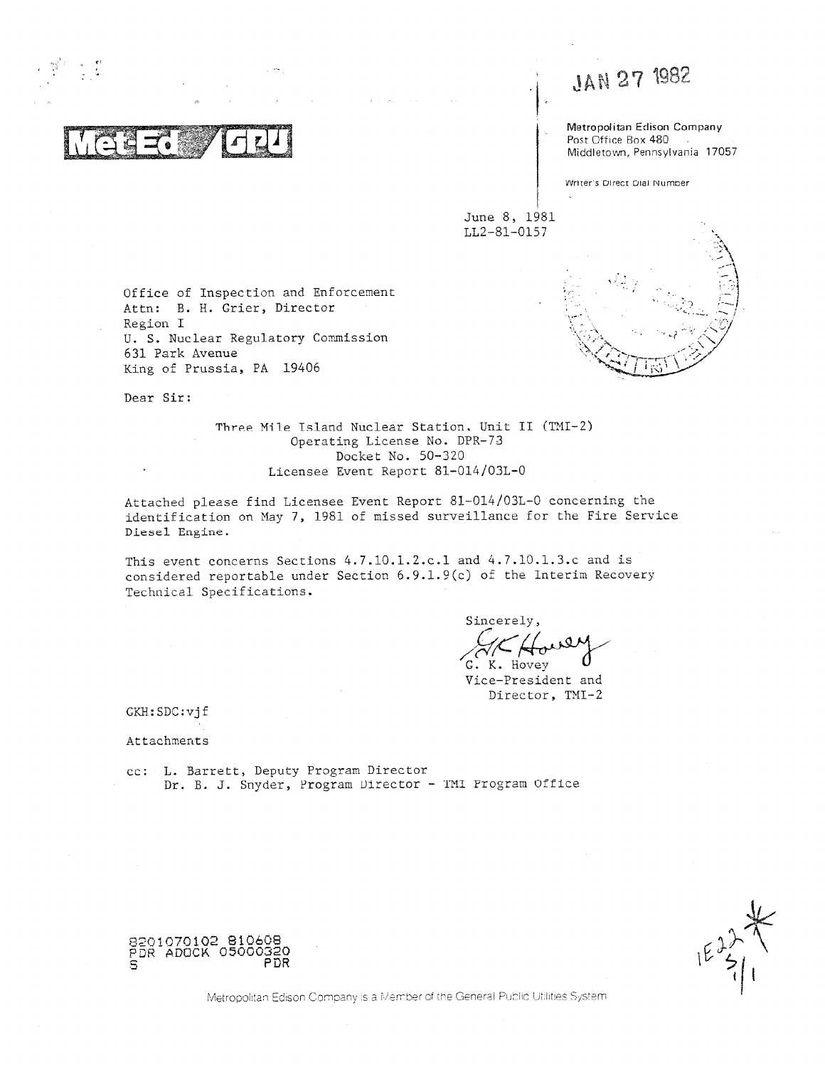Met-Ed / GPU

JAN 27 1982

Metropolitan Edison Company
Post Office Box 480
Middletown, Pennsylvania 17057

Writer's Direct Dial Number

June 8, 1981
LL2-81-0157

Office of Inspection and Enforcement
Attn: B. H. Grier, Director
Region I
U. S. Nuclear Regulatory Commission
631 Park Avenue
King of Prussia, PA 19406

Dear Sir:

Three Mile Island Nuclear Station, Unit II (TMI-2)
Operating License No. DPR-73
Docket No. 50-320
Licensee Event Report 81-014/03L-0

Attached please find Licensee Event Report 81-014/03L-0 concerning the identification on May 7, 1981 of missed surveillance for the Fire Service Diesel Engine.

This event concerns Sections 4.7.10.1.2.c.1 and 4.7.10.1.3.c and is considered reportable under Section 6.9.1.9(c) of the Interim Recovery Technical Specifications.

Sincerely,

G. K. Hovey
Vice-President and
Director, TMI-2

GKH:SDC:vjf

Attachments

cc: L. Barrett, Deputy Program Director
Dr. B. J. Snyder, Program Director - TMI Program Office

8201070102 810608
PDR ADOCK 05000320
S PDR

IE22
5/1

Metropolitan Edison Company is a Member of the General Public Utilities System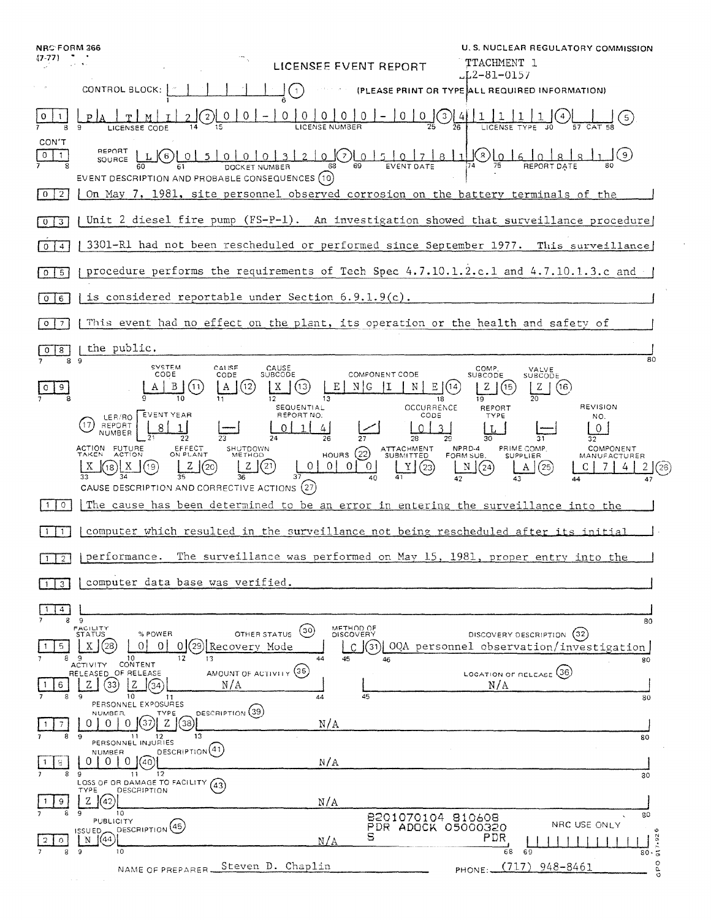NRC FORM 366 (7-77)

U. S. NUCLEAR REGULATORY COMMISSION

# LICENSEE EVENT REPORT

ATTACHMENT 1
LL2-81-0157

CONTROL BLOCK: (1) (PLEASE PRINT OR TYPE ALL REQUIRED INFORMATION)

| 0 1 | LICENSEE CODE: P A T M I 2 (2) | LICENSE NUMBER: 0 0 - 0 0 0 0 0 - 0 0 (3) | LICENSE TYPE: 4 1 1 1 1 (4) | CAT: (5) |
|---|---|---|---|---|

CON'T

| 0 1 | REPORT SOURCE: L (6) | DOCKET NUMBER: 0 5 0 0 0 3 2 0 (7) | EVENT DATE: 0 5 0 7 8 1 (8) | REPORT DATE: 0 6 0 8 8 1 (9) |
|---|---|---|---|---|

EVENT DESCRIPTION AND PROBABLE CONSEQUENCES (10)

0 2 On May 7, 1981, site personnel observed corrosion on the battery terminals of the
0 3 Unit 2 diesel fire pump (FS-P-1). An investigation showed that surveillance procedure
0 4 3301-R1 had not been rescheduled or performed since September 1977. This surveillance
0 5 procedure performs the requirements of Tech Spec 4.7.10.1.2.c.1 and 4.7.10.1.3.c and
0 6 is considered reportable under Section 6.9.1.9(c).
0 7 This event had no effect on the plant, its operation or the health and safety of
0 8 the public.

| 0 9 | SYSTEM CODE | CAUSE CODE | CAUSE SUBCODE | COMPONENT CODE | COMP. SUBCODE | VALVE SUBCODE |
|---|---|---|---|---|---|---|
| | A B (11) | A (12) | X (13) | E N G I N E (14) | Z (15) | Z (16) |

| (17) LER/RO REPORT NUMBER | EVENT YEAR | | SEQUENTIAL REPORT NO. | | OCCURRENCE CODE | REPORT TYPE | | REVISION NO. |
|---|---|---|---|---|---|---|---|---|
| | 8 1 | — | 0 1 4 | / | 0 3 | L | — | 0 |

| ACTION TAKEN | FUTURE ACTION | EFFECT ON PLANT | SHUTDOWN METHOD | HOURS (22) | ATTACHMENT SUBMITTED | NPRD-4 FORM SUB. | PRIME COMP. SUPPLIER | COMPONENT MANUFACTURER |
|---|---|---|---|---|---|---|---|---|
| X (18) | X (19) | Z (20) | Z (21) | 0 0 0 0 | Y (23) | N (24) | A (25) | C 7 4 2 (26) |

CAUSE DESCRIPTION AND CORRECTIVE ACTIONS (27)

1 0 The cause has been determined to be an error in entering the surveillance into the
1 1 computer which resulted in the surveillance not being rescheduled after its initial
1 2 performance. The surveillance was performed on May 15, 1981, proper entry into the
1 3 computer data base was verified.
1 4

| 1 5 | FACILITY STATUS | % POWER | OTHER STATUS (30) | METHOD OF DISCOVERY | DISCOVERY DESCRIPTION (32) |
|---|---|---|---|---|---|
| | X (28) | 0 0 0 (29) | Recovery Mode | C (31) | OQA personnel observation/investigation |

| 1 6 | ACTIVITY RELEASED | CONTENT OF RELEASE | AMOUNT OF ACTIVITY (35) | LOCATION OF RELEASE (36) |
|---|---|---|---|---|
| | Z (33) | Z (34) | N/A | N/A |

PERSONNEL EXPOSURES

| 1 7 | NUMBER | TYPE | DESCRIPTION (39) |
|---|---|---|---|
| | 0 0 0 (37) | Z (38) | N/A |

PERSONNEL INJURIES

| 1 8 | NUMBER | DESCRIPTION (41) |
|---|---|---|
| | 0 0 0 (40) | N/A |

LOSS OF OR DAMAGE TO FACILITY (43)

| 1 9 | TYPE | DESCRIPTION |
|---|---|---|
| | Z (42) | N/A |

PUBLICITY

| 2 0 | ISSUED | DESCRIPTION (45) |
|---|---|---|
| | N (44) | N/A |

8201070104 810608
PDR ADOCK 05000320
S PDR

NRC USE ONLY

NAME OF PREPARER Steven D. Chaplin PHONE: (717) 948-8461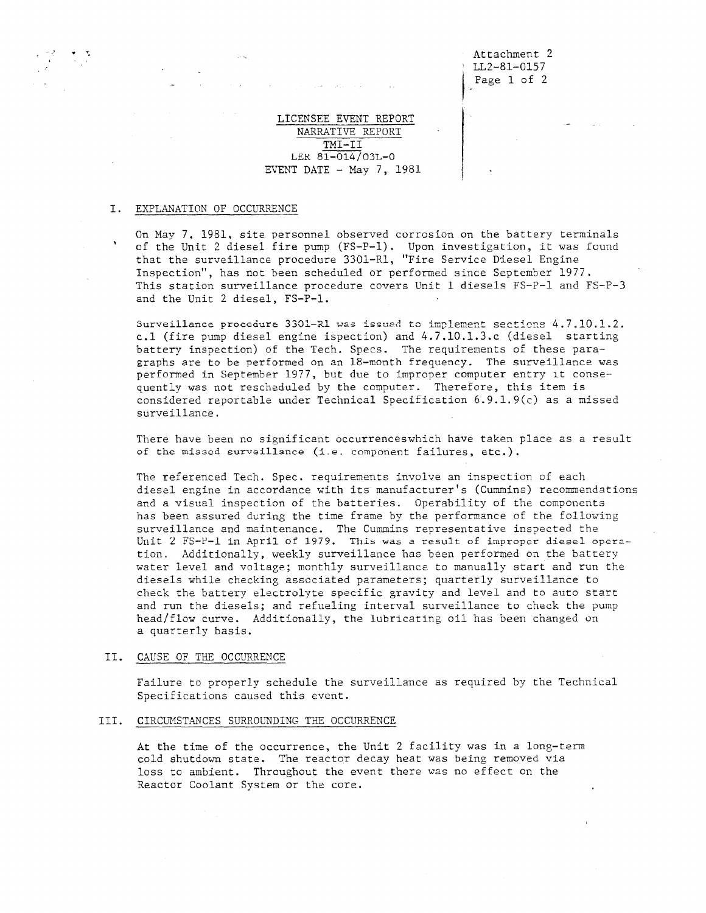Attachment 2
LL2-81-0157

LICENSEE EVENT REPORT
NARRATIVE REPORT
TMI-II
LER 81-014/03L-0
EVENT DATE - May 7, 1981

## I. EXPLANATION OF OCCURRENCE

On May 7, 1981, site personnel observed corrosion on the battery terminals of the Unit 2 diesel fire pump (FS-P-1). Upon investigation, it was found that the surveillance procedure 3301-R1, "Fire Service Diesel Engine Inspection", has not been scheduled or performed since September 1977. This station surveillance procedure covers Unit 1 diesels FS-P-1 and FS-P-3 and the Unit 2 diesel, FS-P-1.

Surveillance procedure 3301-R1 was issued to implement sections 4.7.10.1.2.c.1 (fire pump diesel engine ispection) and 4.7.10.1.3.c (diesel starting battery inspection) of the Tech. Specs. The requirements of these paragraphs are to be performed on an 18-month frequency. The surveillance was performed in September 1977, but due to improper computer entry it consequently was not rescheduled by the computer. Therefore, this item is considered reportable under Technical Specification 6.9.1.9(c) as a missed surveillance.

There have been no significant occurrenceswhich have taken place as a result of the missed surveillance (i.e. component failures, etc.).

The referenced Tech. Spec. requirements involve an inspection of each diesel engine in accordance with its manufacturer's (Cummins) recommendations and a visual inspection of the batteries. Operability of the components has been assured during the time frame by the performance of the following surveillance and maintenance. The Cummins representative inspected the Unit 2 FS-P-1 in April of 1979. This was a result of improper diesel operation. Additionally, weekly surveillance has been performed on the battery water level and voltage; monthly surveillance to manually start and run the diesels while checking associated parameters; quarterly surveillance to check the battery electrolyte specific gravity and level and to auto start and run the diesels; and refueling interval surveillance to check the pump head/flow curve. Additionally, the lubricating oil has been changed on a quarterly basis.

## II. CAUSE OF THE OCCURRENCE

Failure to properly schedule the surveillance as required by the Technical Specifications caused this event.

## III. CIRCUMSTANCES SURROUNDING THE OCCURRENCE

At the time of the occurrence, the Unit 2 facility was in a long-term cold shutdown state. The reactor decay heat was being removed via loss to ambient. Throughout the event there was no effect on the Reactor Coolant System or the core.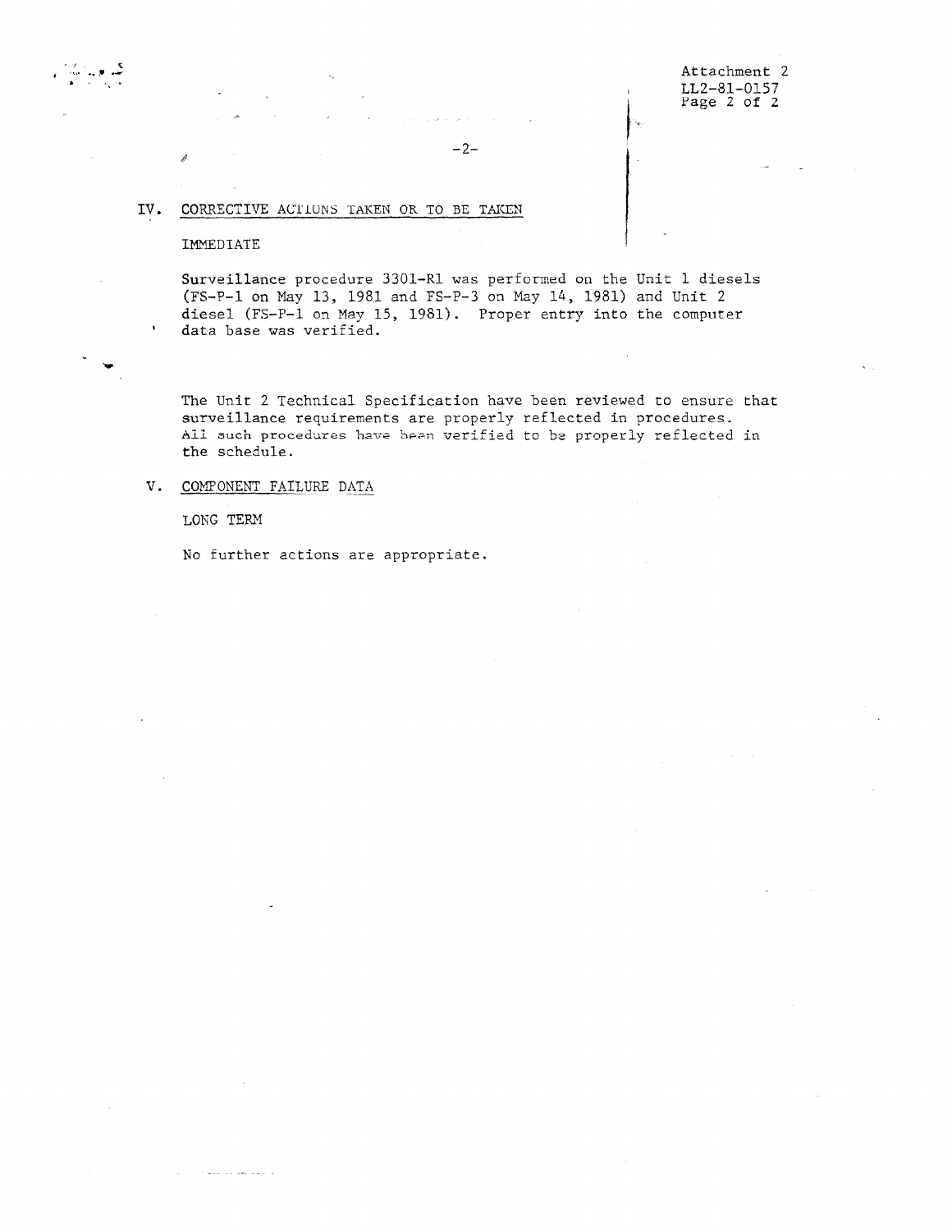Attachment 2
LL2-81-0157

## IV. CORRECTIVE ACTIONS TAKEN OR TO BE TAKEN

IMMEDIATE

Surveillance procedure 3301-R1 was performed on the Unit 1 diesels (FS-P-1 on May 13, 1981 and FS-P-3 on May 14, 1981) and Unit 2 diesel (FS-P-1 on May 15, 1981). Proper entry into the computer data base was verified.

The Unit 2 Technical Specification have been reviewed to ensure that surveillance requirements are properly reflected in procedures. All such procedures have been verified to be properly reflected in the schedule.

## V. COMPONENT FAILURE DATA

LONG TERM

No further actions are appropriate.